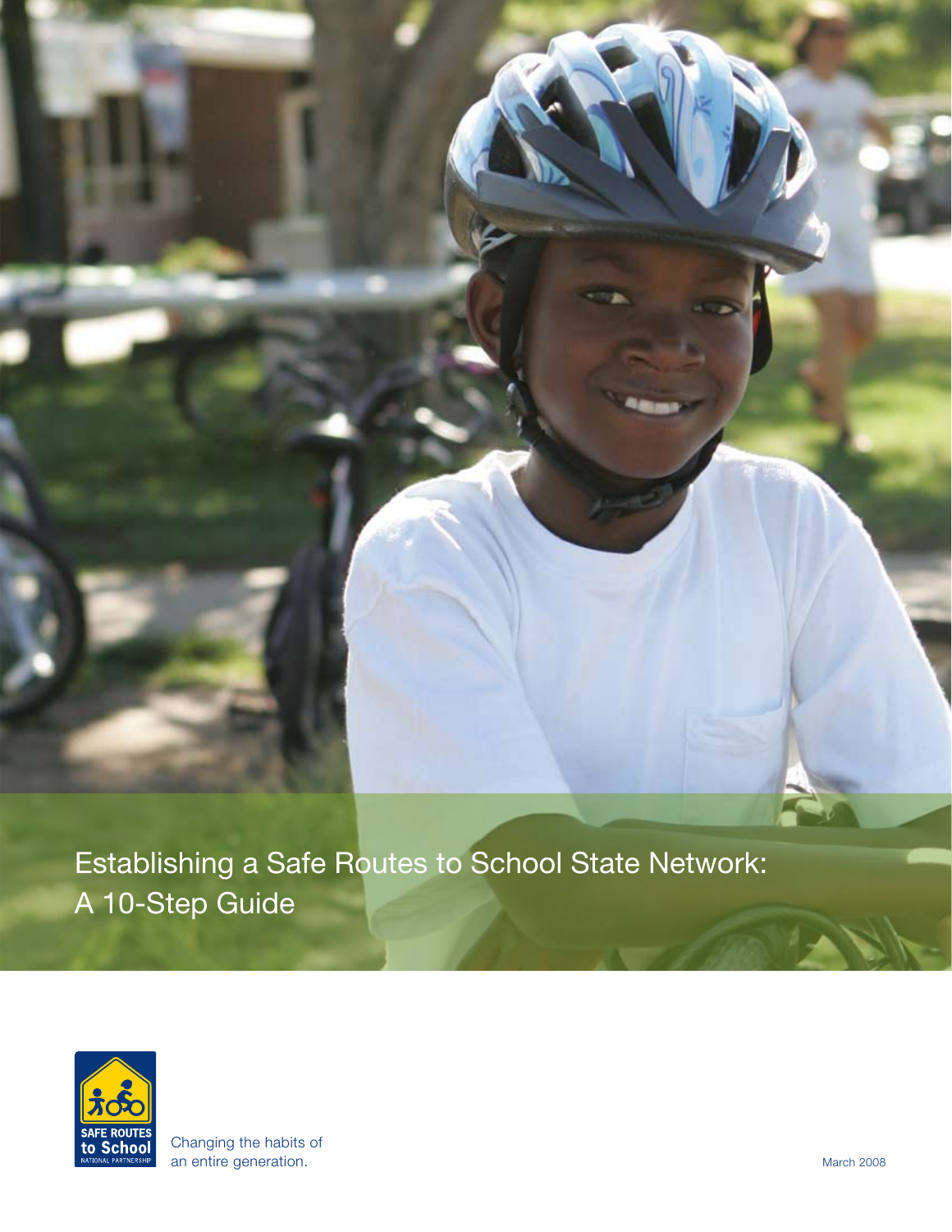# Establishing a Safe Routes to School State Network: A 10-Step Guide

SAFE ROUTES to School NATIONAL PARTNERSHIP

Changing the habits of an entire generation.

March 2008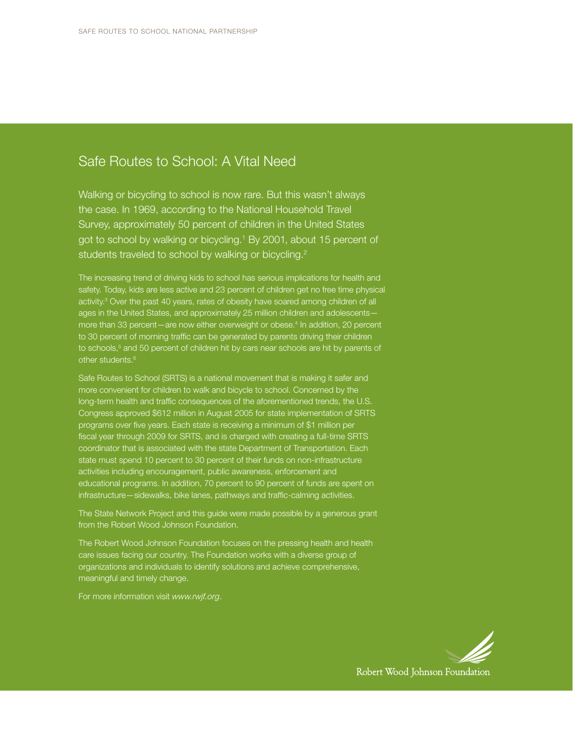## Safe Routes to School: A Vital Need

Walking or bicycling to school is now rare. But this wasn't always the case. In 1969, according to the National Household Travel Survey, approximately 50 percent of children in the United States got to school by walking or bicycling.[1] By 2001, about 15 percent of students traveled to school by walking or bicycling.[2]

The increasing trend of driving kids to school has serious implications for health and safety. Today, kids are less active and 23 percent of children get no free time physical activity.[3] Over the past 40 years, rates of obesity have soared among children of all ages in the United States, and approximately 25 million children and adolescents—more than 33 percent—are now either overweight or obese.[4] In addition, 20 percent to 30 percent of morning traffic can be generated by parents driving their children to schools,[5] and 50 percent of children hit by cars near schools are hit by parents of other students.[6]

Safe Routes to School (SRTS) is a national movement that is making it safer and more convenient for children to walk and bicycle to school. Concerned by the long-term health and traffic consequences of the aforementioned trends, the U.S. Congress approved $612 million in August 2005 for state implementation of SRTS programs over five years. Each state is receiving a minimum of $1 million per fiscal year through 2009 for SRTS, and is charged with creating a full-time SRTS coordinator that is associated with the state Department of Transportation. Each state must spend 10 percent to 30 percent of their funds on non-infrastructure activities including encouragement, public awareness, enforcement and educational programs. In addition, 70 percent to 90 percent of funds are spent on infrastructure—sidewalks, bike lanes, pathways and traffic-calming activities.

The State Network Project and this guide were made possible by a generous grant from the Robert Wood Johnson Foundation.

The Robert Wood Johnson Foundation focuses on the pressing health and health care issues facing our country. The Foundation works with a diverse group of organizations and individuals to identify solutions and achieve comprehensive, meaningful and timely change.

For more information visit *www.rwjf.org*.

Robert Wood Johnson Foundation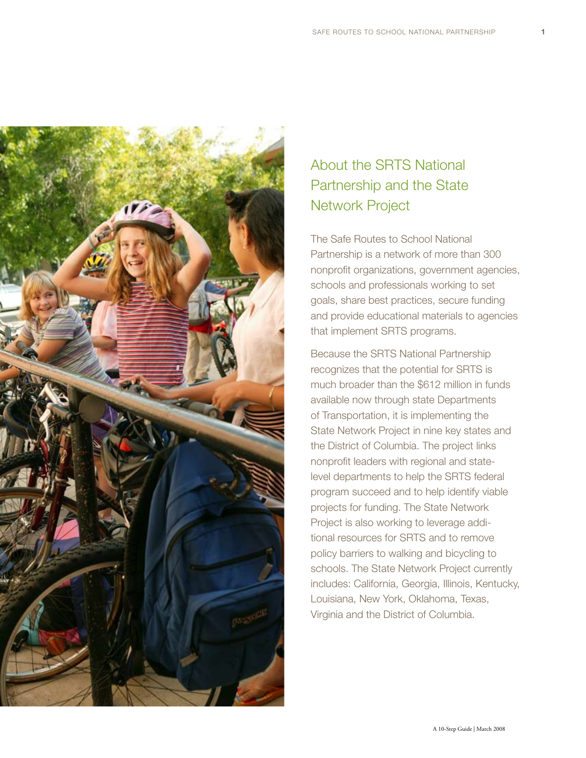## About the SRTS National Partnership and the State Network Project

The Safe Routes to School National Partnership is a network of more than 300 nonprofit organizations, government agencies, schools and professionals working to set goals, share best practices, secure funding and provide educational materials to agencies that implement SRTS programs.

Because the SRTS National Partnership recognizes that the potential for SRTS is much broader than the $612 million in funds available now through state Departments of Transportation, it is implementing the State Network Project in nine key states and the District of Columbia. The project links nonprofit leaders with regional and state-level departments to help the SRTS federal program succeed and to help identify viable projects for funding. The State Network Project is also working to leverage additional resources for SRTS and to remove policy barriers to walking and bicycling to schools. The State Network Project currently includes: California, Georgia, Illinois, Kentucky, Louisiana, New York, Oklahoma, Texas, Virginia and the District of Columbia.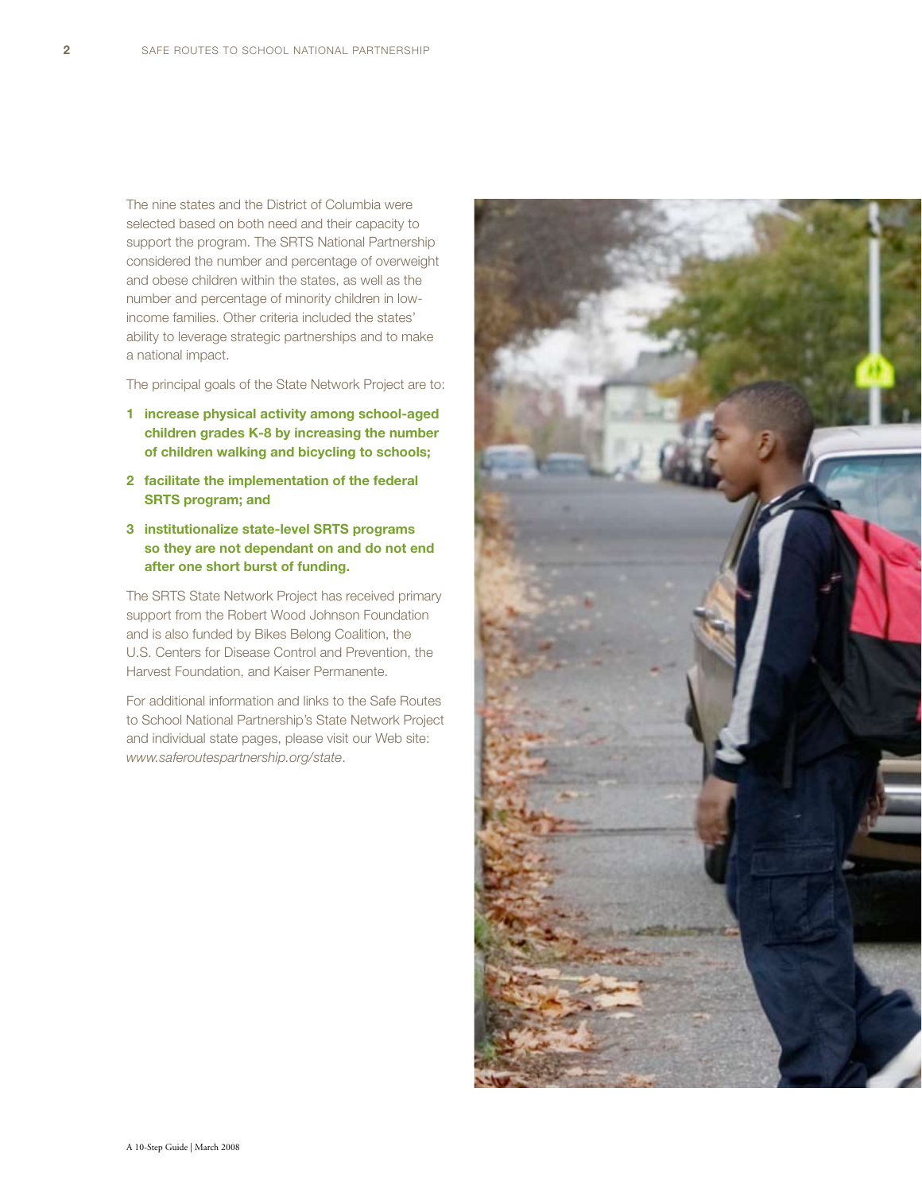The nine states and the District of Columbia were selected based on both need and their capacity to support the program. The SRTS National Partnership considered the number and percentage of overweight and obese children within the states, as well as the number and percentage of minority children in low-income families. Other criteria included the states' ability to leverage strategic partnerships and to make a national impact.

The principal goals of the State Network Project are to:

1. **increase physical activity among school-aged children grades K-8 by increasing the number of children walking and bicycling to schools;**
2. **facilitate the implementation of the federal SRTS program; and**
3. **institutionalize state-level SRTS programs so they are not dependant on and do not end after one short burst of funding.**

The SRTS State Network Project has received primary support from the Robert Wood Johnson Foundation and is also funded by Bikes Belong Coalition, the U.S. Centers for Disease Control and Prevention, the Harvest Foundation, and Kaiser Permanente.

For additional information and links to the Safe Routes to School National Partnership's State Network Project and individual state pages, please visit our Web site: *www.saferoutespartnership.org/state*.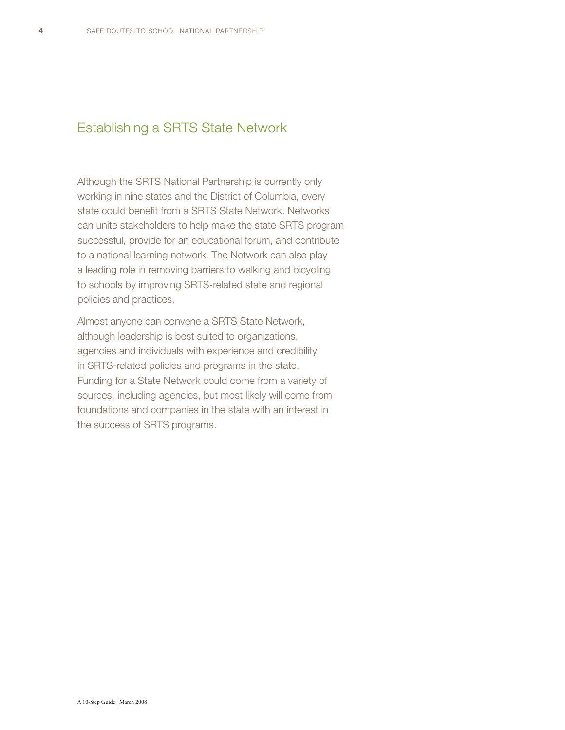## Establishing a SRTS State Network

Although the SRTS National Partnership is currently only working in nine states and the District of Columbia, every state could benefit from a SRTS State Network. Networks can unite stakeholders to help make the state SRTS program successful, provide for an educational forum, and contribute to a national learning network. The Network can also play a leading role in removing barriers to walking and bicycling to schools by improving SRTS-related state and regional policies and practices.

Almost anyone can convene a SRTS State Network, although leadership is best suited to organizations, agencies and individuals with experience and credibility in SRTS-related policies and programs in the state. Funding for a State Network could come from a variety of sources, including agencies, but most likely will come from foundations and companies in the state with an interest in the success of SRTS programs.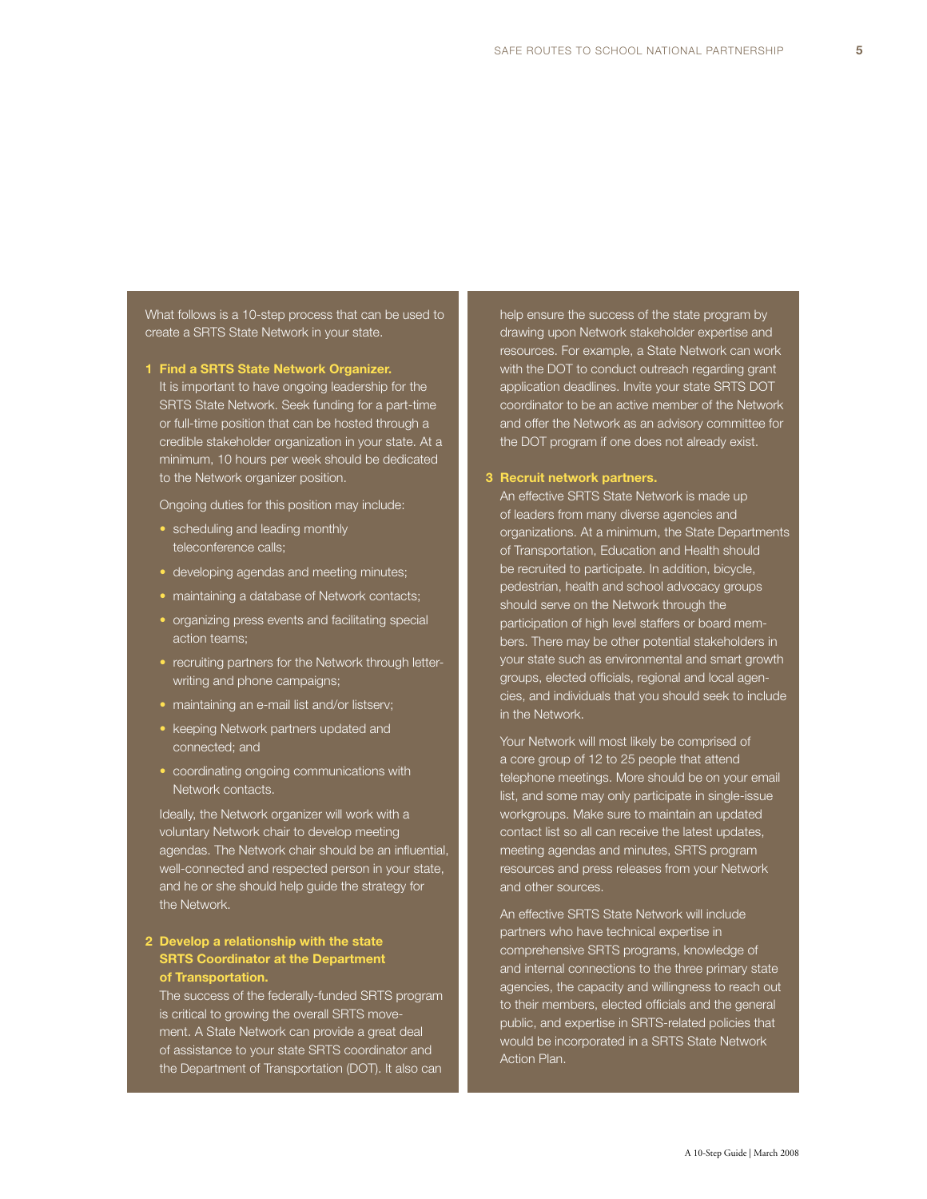What follows is a 10-step process that can be used to create a SRTS State Network in your state.

### 1 Find a SRTS State Network Organizer.

It is important to have ongoing leadership for the SRTS State Network. Seek funding for a part-time or full-time position that can be hosted through a credible stakeholder organization in your state. At a minimum, 10 hours per week should be dedicated to the Network organizer position.

Ongoing duties for this position may include:

- scheduling and leading monthly teleconference calls;
- developing agendas and meeting minutes;
- maintaining a database of Network contacts;
- organizing press events and facilitating special action teams;
- recruiting partners for the Network through letter-writing and phone campaigns;
- maintaining an e-mail list and/or listserv;
- keeping Network partners updated and connected; and
- coordinating ongoing communications with Network contacts.

Ideally, the Network organizer will work with a voluntary Network chair to develop meeting agendas. The Network chair should be an influential, well-connected and respected person in your state, and he or she should help guide the strategy for the Network.

### 2 Develop a relationship with the state SRTS Coordinator at the Department of Transportation.

The success of the federally-funded SRTS program is critical to growing the overall SRTS movement. A State Network can provide a great deal of assistance to your state SRTS coordinator and the Department of Transportation (DOT). It also can help ensure the success of the state program by drawing upon Network stakeholder expertise and resources. For example, a State Network can work with the DOT to conduct outreach regarding grant application deadlines. Invite your state SRTS DOT coordinator to be an active member of the Network and offer the Network as an advisory committee for the DOT program if one does not already exist.

### 3 Recruit network partners.

An effective SRTS State Network is made up of leaders from many diverse agencies and organizations. At a minimum, the State Departments of Transportation, Education and Health should be recruited to participate. In addition, bicycle, pedestrian, health and school advocacy groups should serve on the Network through the participation of high level staffers or board members. There may be other potential stakeholders in your state such as environmental and smart growth groups, elected officials, regional and local agencies, and individuals that you should seek to include in the Network.

Your Network will most likely be comprised of a core group of 12 to 25 people that attend telephone meetings. More should be on your email list, and some may only participate in single-issue workgroups. Make sure to maintain an updated contact list so all can receive the latest updates, meeting agendas and minutes, SRTS program resources and press releases from your Network and other sources.

An effective SRTS State Network will include partners who have technical expertise in comprehensive SRTS programs, knowledge of and internal connections to the three primary state agencies, the capacity and willingness to reach out to their members, elected officials and the general public, and expertise in SRTS-related policies that would be incorporated in a SRTS State Network Action Plan.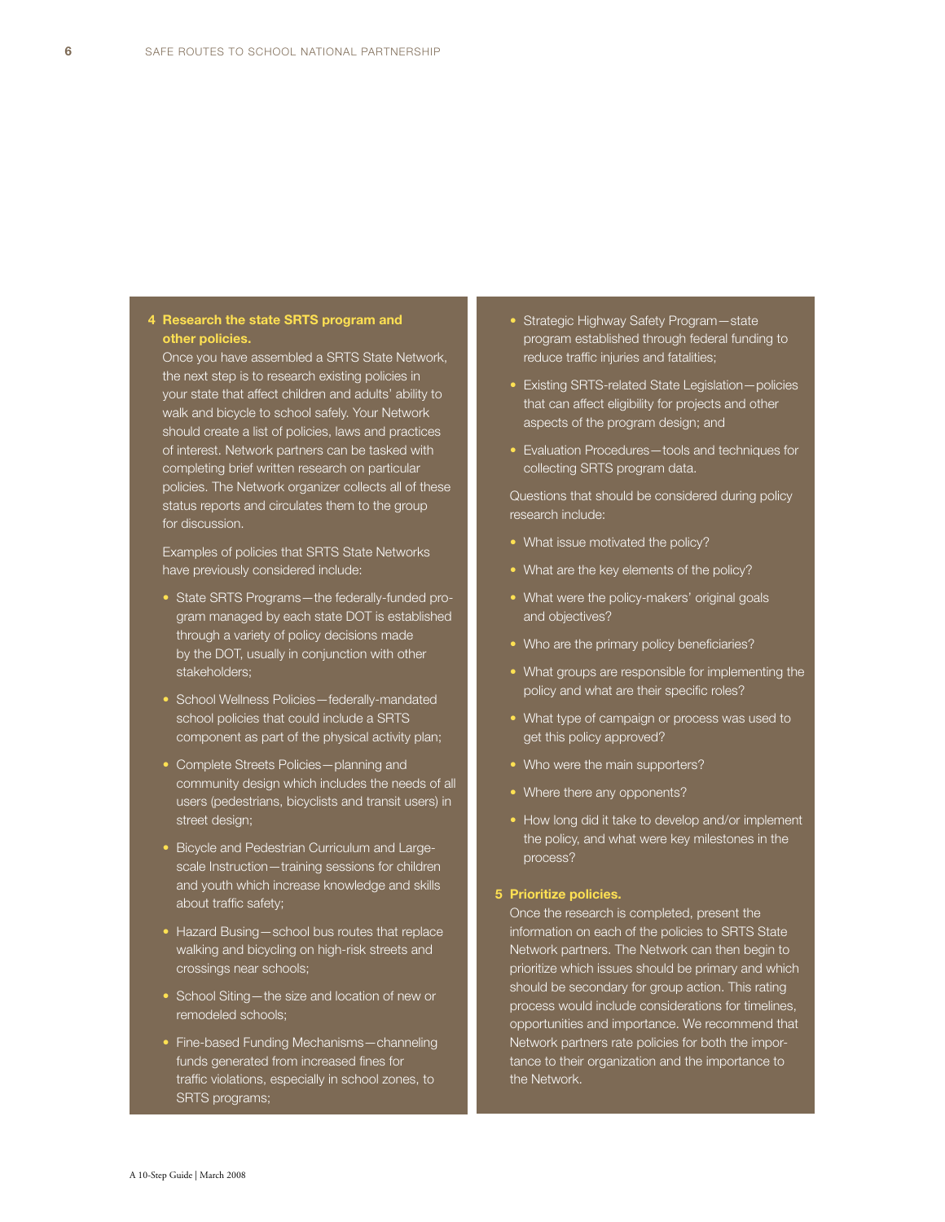**4 Research the state SRTS program and other policies.**

Once you have assembled a SRTS State Network, the next step is to research existing policies in your state that affect children and adults' ability to walk and bicycle to school safely. Your Network should create a list of policies, laws and practices of interest. Network partners can be tasked with completing brief written research on particular policies. The Network organizer collects all of these status reports and circulates them to the group for discussion.

Examples of policies that SRTS State Networks have previously considered include:

- State SRTS Programs—the federally-funded program managed by each state DOT is established through a variety of policy decisions made by the DOT, usually in conjunction with other stakeholders;
- School Wellness Policies—federally-mandated school policies that could include a SRTS component as part of the physical activity plan;
- Complete Streets Policies—planning and community design which includes the needs of all users (pedestrians, bicyclists and transit users) in street design;
- Bicycle and Pedestrian Curriculum and Large-scale Instruction—training sessions for children and youth which increase knowledge and skills about traffic safety;
- Hazard Busing—school bus routes that replace walking and bicycling on high-risk streets and crossings near schools;
- School Siting—the size and location of new or remodeled schools;
- Fine-based Funding Mechanisms—channeling funds generated from increased fines for traffic violations, especially in school zones, to SRTS programs;
- Strategic Highway Safety Program—state program established through federal funding to reduce traffic injuries and fatalities;
- Existing SRTS-related State Legislation—policies that can affect eligibility for projects and other aspects of the program design; and
- Evaluation Procedures—tools and techniques for collecting SRTS program data.

Questions that should be considered during policy research include:

- What issue motivated the policy?
- What are the key elements of the policy?
- What were the policy-makers' original goals and objectives?
- Who are the primary policy beneficiaries?
- What groups are responsible for implementing the policy and what are their specific roles?
- What type of campaign or process was used to get this policy approved?
- Who were the main supporters?
- Where there any opponents?
- How long did it take to develop and/or implement the policy, and what were key milestones in the process?

**5 Prioritize policies.**

Once the research is completed, present the information on each of the policies to SRTS State Network partners. The Network can then begin to prioritize which issues should be primary and which should be secondary for group action. This rating process would include considerations for timelines, opportunities and importance. We recommend that Network partners rate policies for both the importance to their organization and the importance to the Network.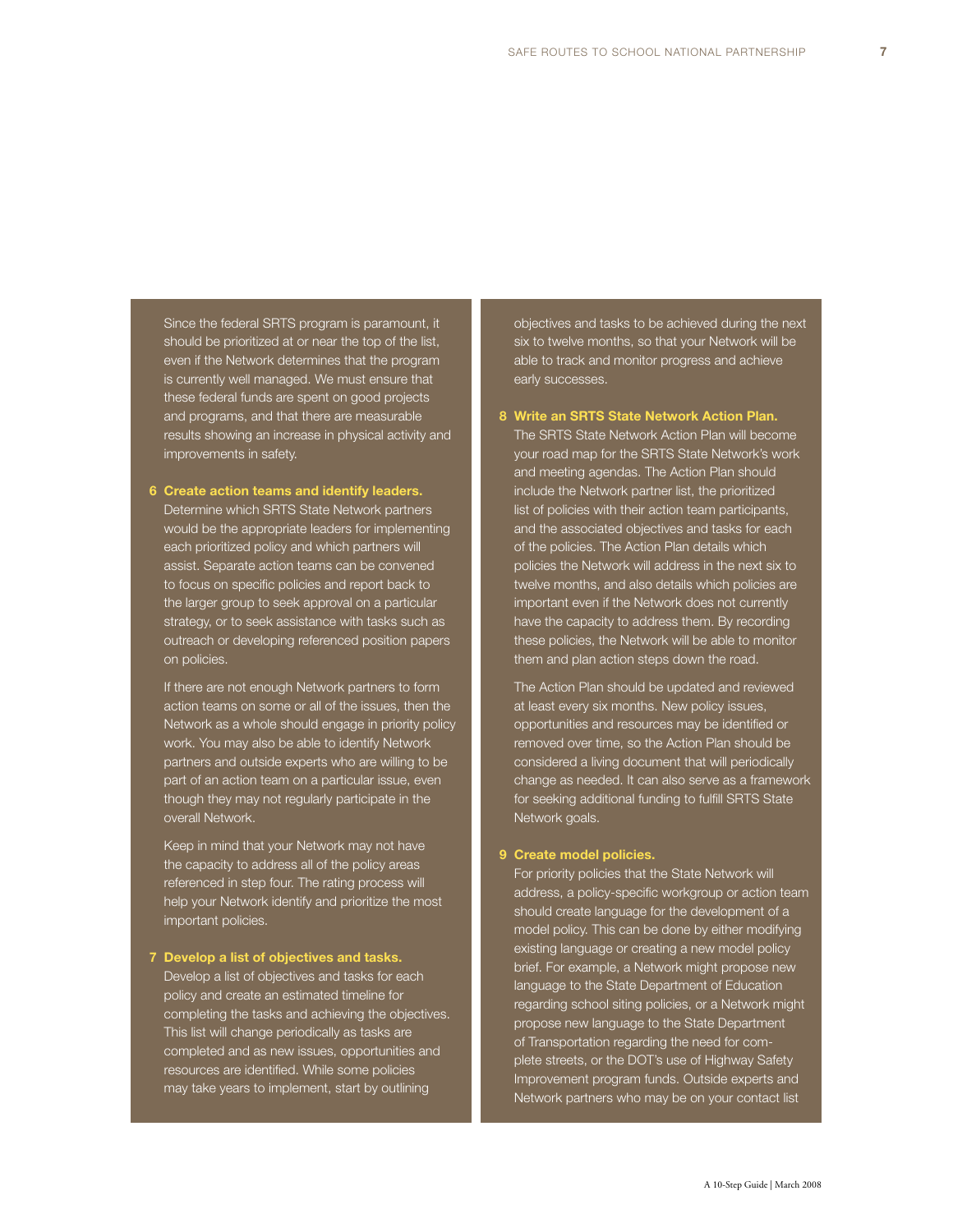Since the federal SRTS program is paramount, it should be prioritized at or near the top of the list, even if the Network determines that the program is currently well managed. We must ensure that these federal funds are spent on good projects and programs, and that there are measurable results showing an increase in physical activity and improvements in safety.

**6 Create action teams and identify leaders.**

Determine which SRTS State Network partners would be the appropriate leaders for implementing each prioritized policy and which partners will assist. Separate action teams can be convened to focus on specific policies and report back to the larger group to seek approval on a particular strategy, or to seek assistance with tasks such as outreach or developing referenced position papers on policies.

If there are not enough Network partners to form action teams on some or all of the issues, then the Network as a whole should engage in priority policy work. You may also be able to identify Network partners and outside experts who are willing to be part of an action team on a particular issue, even though they may not regularly participate in the overall Network.

Keep in mind that your Network may not have the capacity to address all of the policy areas referenced in step four. The rating process will help your Network identify and prioritize the most important policies.

**7 Develop a list of objectives and tasks.**

Develop a list of objectives and tasks for each policy and create an estimated timeline for completing the tasks and achieving the objectives. This list will change periodically as tasks are completed and as new issues, opportunities and resources are identified. While some policies may take years to implement, start by outlining objectives and tasks to be achieved during the next six to twelve months, so that your Network will be able to track and monitor progress and achieve early successes.

**8 Write an SRTS State Network Action Plan.**

The SRTS State Network Action Plan will become your road map for the SRTS State Network's work and meeting agendas. The Action Plan should include the Network partner list, the prioritized list of policies with their action team participants, and the associated objectives and tasks for each of the policies. The Action Plan details which policies the Network will address in the next six to twelve months, and also details which policies are important even if the Network does not currently have the capacity to address them. By recording these policies, the Network will be able to monitor them and plan action steps down the road.

The Action Plan should be updated and reviewed at least every six months. New policy issues, opportunities and resources may be identified or removed over time, so the Action Plan should be considered a living document that will periodically change as needed. It can also serve as a framework for seeking additional funding to fulfill SRTS State Network goals.

**9 Create model policies.**

For priority policies that the State Network will address, a policy-specific workgroup or action team should create language for the development of a model policy. This can be done by either modifying existing language or creating a new model policy brief. For example, a Network might propose new language to the State Department of Education regarding school siting policies, or a Network might propose new language to the State Department of Transportation regarding the need for complete streets, or the DOT's use of Highway Safety Improvement program funds. Outside experts and Network partners who may be on your contact list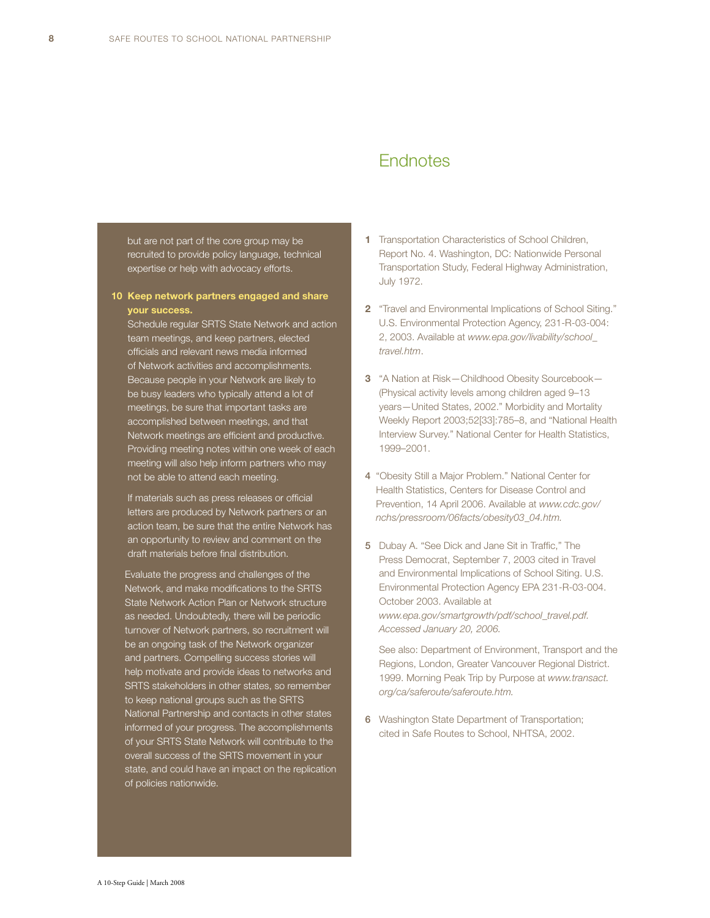but are not part of the core group may be recruited to provide policy language, technical expertise or help with advocacy efforts.

**10 Keep network partners engaged and share your success.**

Schedule regular SRTS State Network and action team meetings, and keep partners, elected officials and relevant news media informed of Network activities and accomplishments. Because people in your Network are likely to be busy leaders who typically attend a lot of meetings, be sure that important tasks are accomplished between meetings, and that Network meetings are efficient and productive. Providing meeting notes within one week of each meeting will also help inform partners who may not be able to attend each meeting.

If materials such as press releases or official letters are produced by Network partners or an action team, be sure that the entire Network has an opportunity to review and comment on the draft materials before final distribution.

Evaluate the progress and challenges of the Network, and make modifications to the SRTS State Network Action Plan or Network structure as needed. Undoubtedly, there will be periodic turnover of Network partners, so recruitment will be an ongoing task of the Network organizer and partners. Compelling success stories will help motivate and provide ideas to networks and SRTS stakeholders in other states, so remember to keep national groups such as the SRTS National Partnership and contacts in other states informed of your progress. The accomplishments of your SRTS State Network will contribute to the overall success of the SRTS movement in your state, and could have an impact on the replication of policies nationwide.

## Endnotes

1. Transportation Characteristics of School Children, Report No. 4. Washington, DC: Nationwide Personal Transportation Study, Federal Highway Administration, July 1972.

2. "Travel and Environmental Implications of School Siting." U.S. Environmental Protection Agency, 231-R-03-004: 2, 2003. Available at *www.epa.gov/livability/school_travel.htm*.

3. "A Nation at Risk—Childhood Obesity Sourcebook—(Physical activity levels among children aged 9–13 years—United States, 2002." Morbidity and Mortality Weekly Report 2003;52[33]:785–8, and "National Health Interview Survey." National Center for Health Statistics, 1999–2001.

4. "Obesity Still a Major Problem." National Center for Health Statistics, Centers for Disease Control and Prevention, 14 April 2006. Available at *www.cdc.gov/nchs/pressroom/06facts/obesity03_04.htm.*

5. Dubay A. "See Dick and Jane Sit in Traffic," The Press Democrat, September 7, 2003 cited in Travel and Environmental Implications of School Siting. U.S. Environmental Protection Agency EPA 231-R-03-004. October 2003. Available at *www.epa.gov/smartgrowth/pdf/school_travel.pdf. Accessed January 20, 2006.*

   See also: Department of Environment, Transport and the Regions, London, Greater Vancouver Regional District. 1999. Morning Peak Trip by Purpose at *www.transact.org/ca/saferoute/saferoute.htm.*

6. Washington State Department of Transportation; cited in Safe Routes to School, NHTSA, 2002.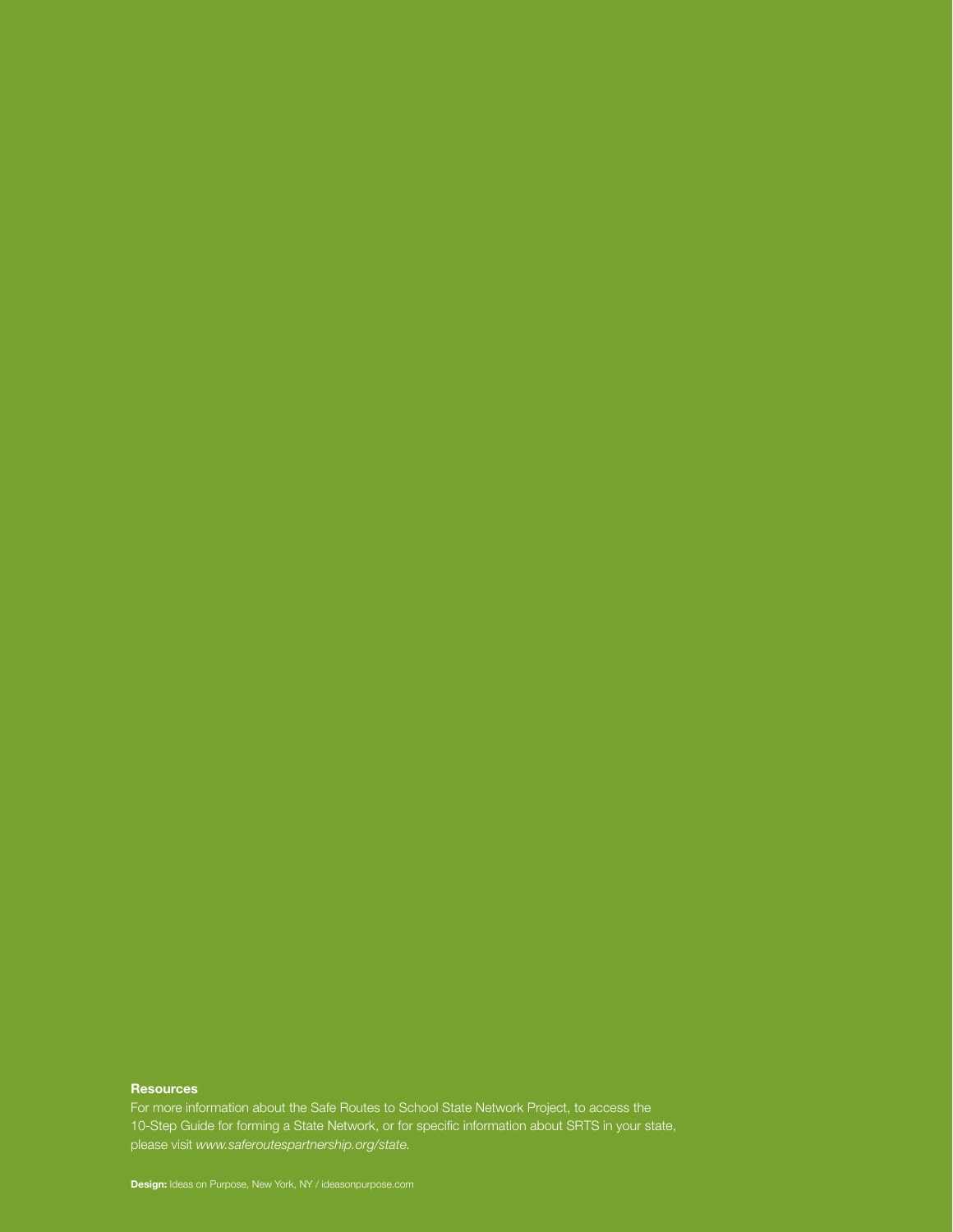**Resources**

For more information about the Safe Routes to School State Network Project, to access the 10-Step Guide for forming a State Network, or for specific information about SRTS in your state, please visit *www.saferoutespartnership.org/state.*

**Design:** Ideas on Purpose, New York, NY / ideasonpurpose.com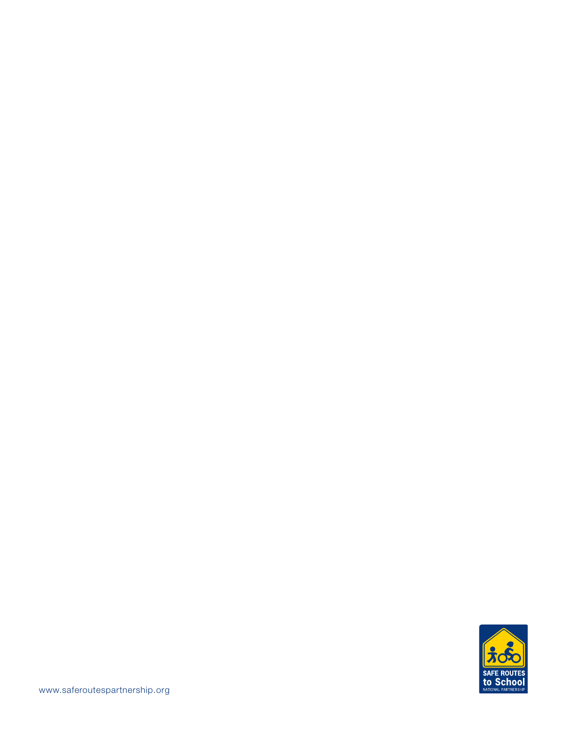www.saferoutespartnership.org

SAFE ROUTES to School NATIONAL PARTNERSHIP